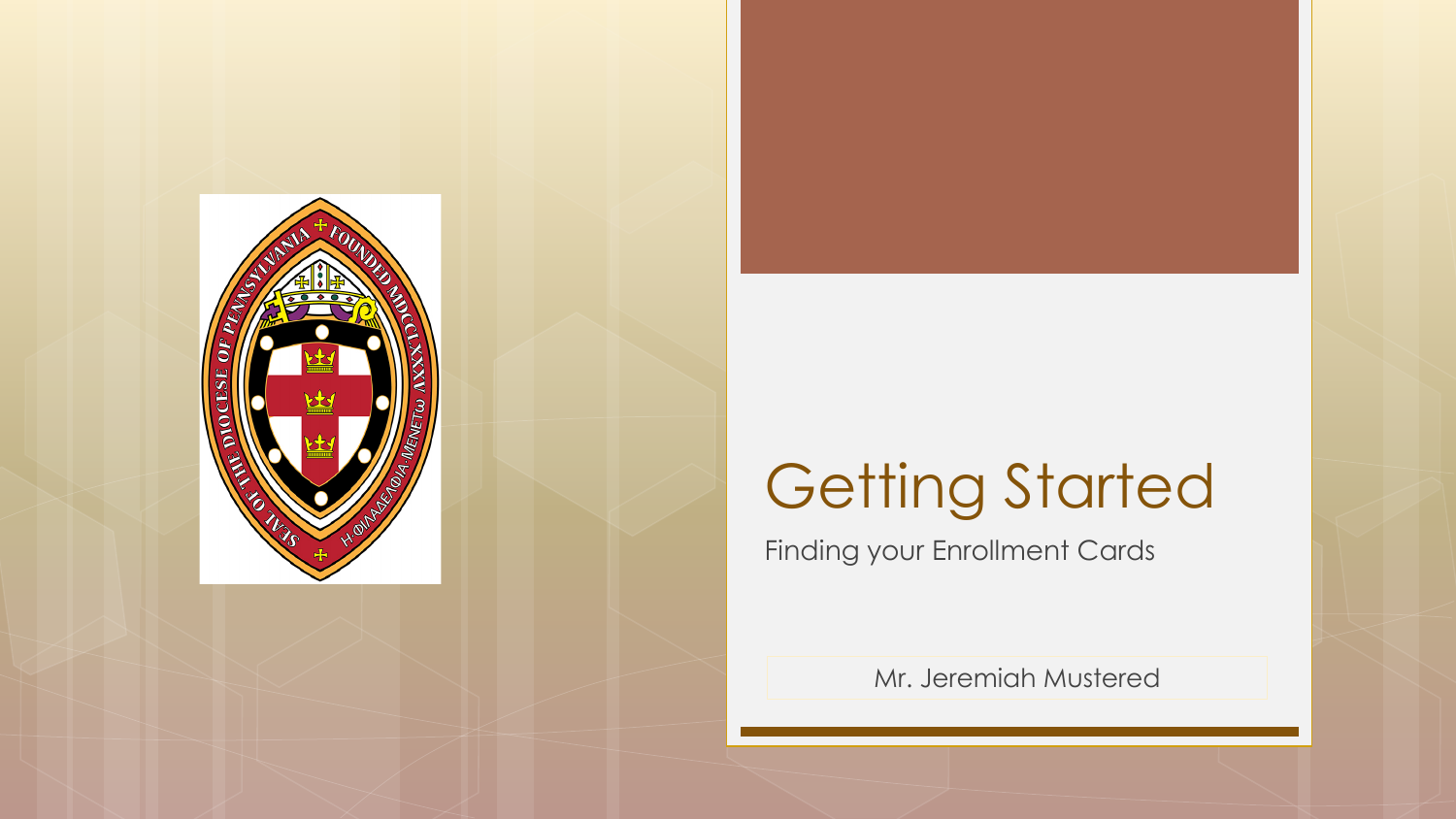# Getting Started

Finding your Enrollment Cards

Mr. Jeremiah Mustered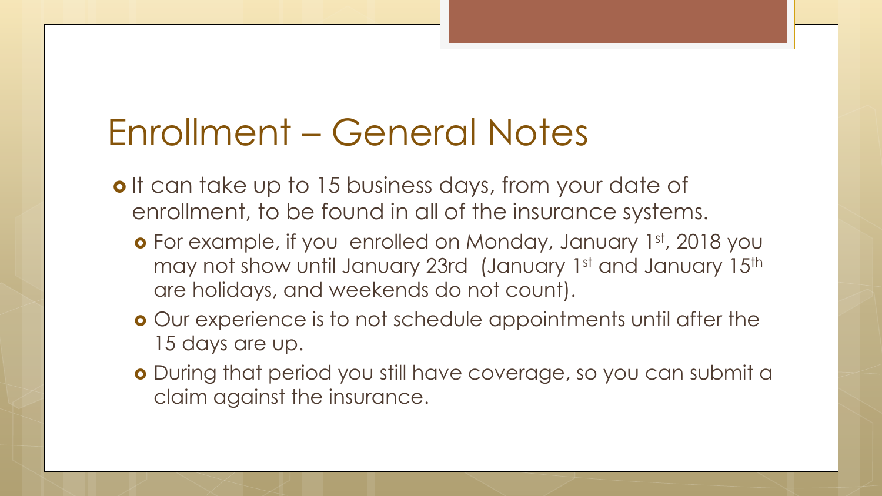# Enrollment – General Notes

- It can take up to 15 business days, from your date of enrollment, to be found in all of the insurance systems.
  - For example, if you enrolled on Monday, January 1st, 2018 you may not show until January 23rd (January 1st and January 15th are holidays, and weekends do not count).
  - Our experience is to not schedule appointments until after the 15 days are up.
  - During that period you still have coverage, so you can submit a claim against the insurance.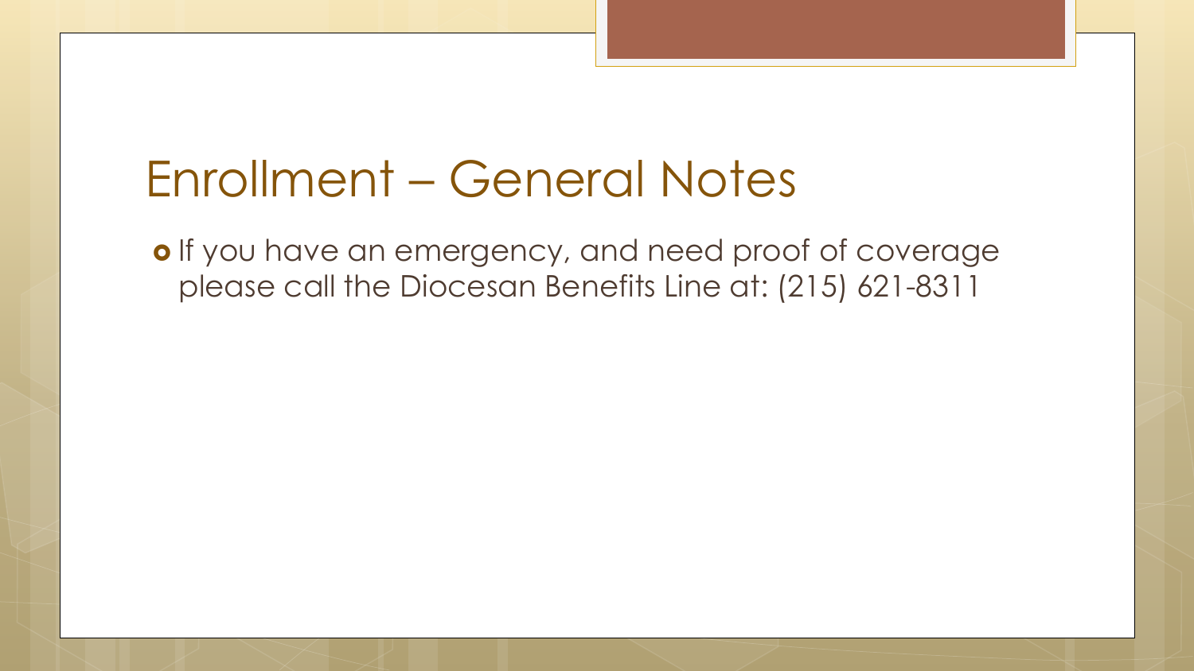# Enrollment – General Notes

- If you have an emergency, and need proof of coverage please call the Diocesan Benefits Line at: (215) 621-8311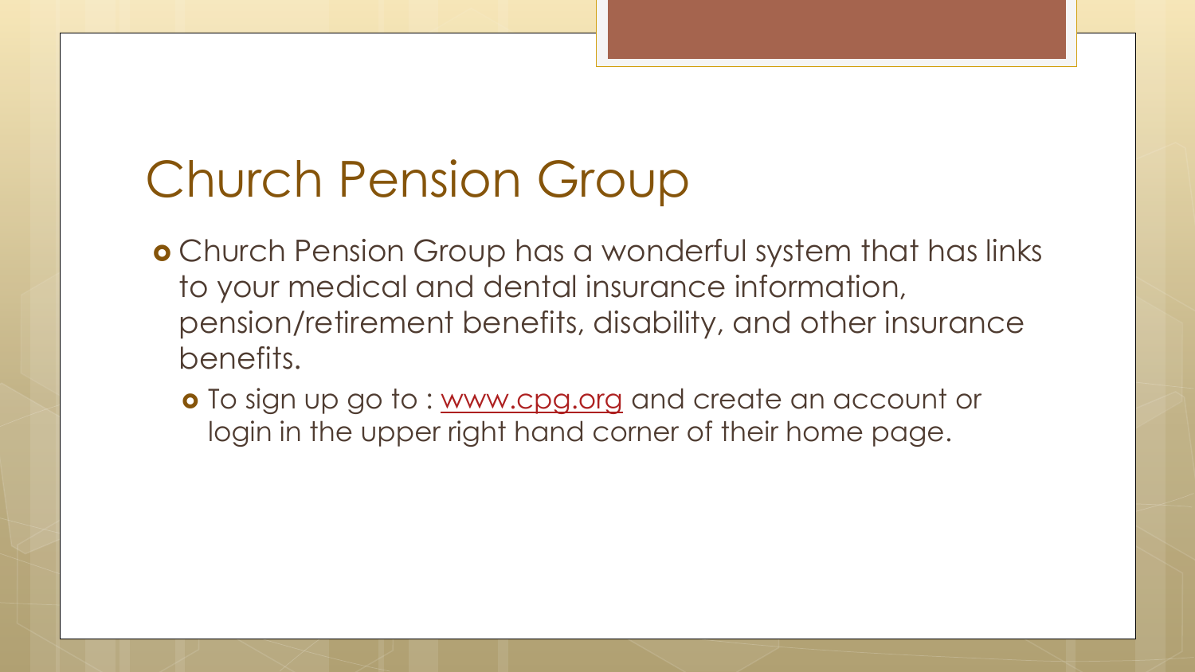# Church Pension Group

- Church Pension Group has a wonderful system that has links to your medical and dental insurance information, pension/retirement benefits, disability, and other insurance benefits.
  - To sign up go to : [www.cpg.org](http://www.cpg.org) and create an account or login in the upper right hand corner of their home page.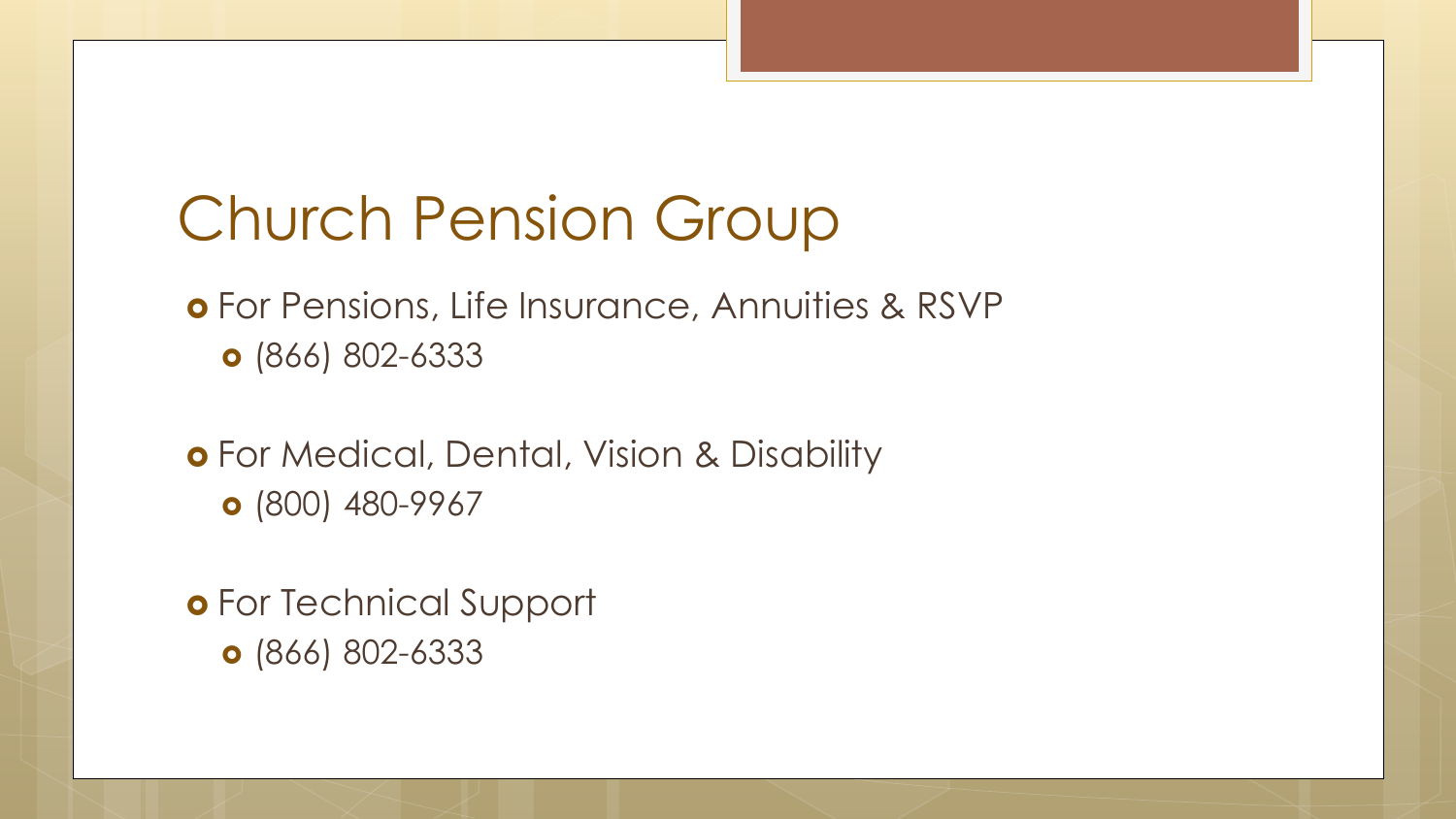# Church Pension Group

- For Pensions, Life Insurance, Annuities & RSVP
  - (866) 802-6333
- For Medical, Dental, Vision & Disability
  - (800) 480-9967
- For Technical Support
  - (866) 802-6333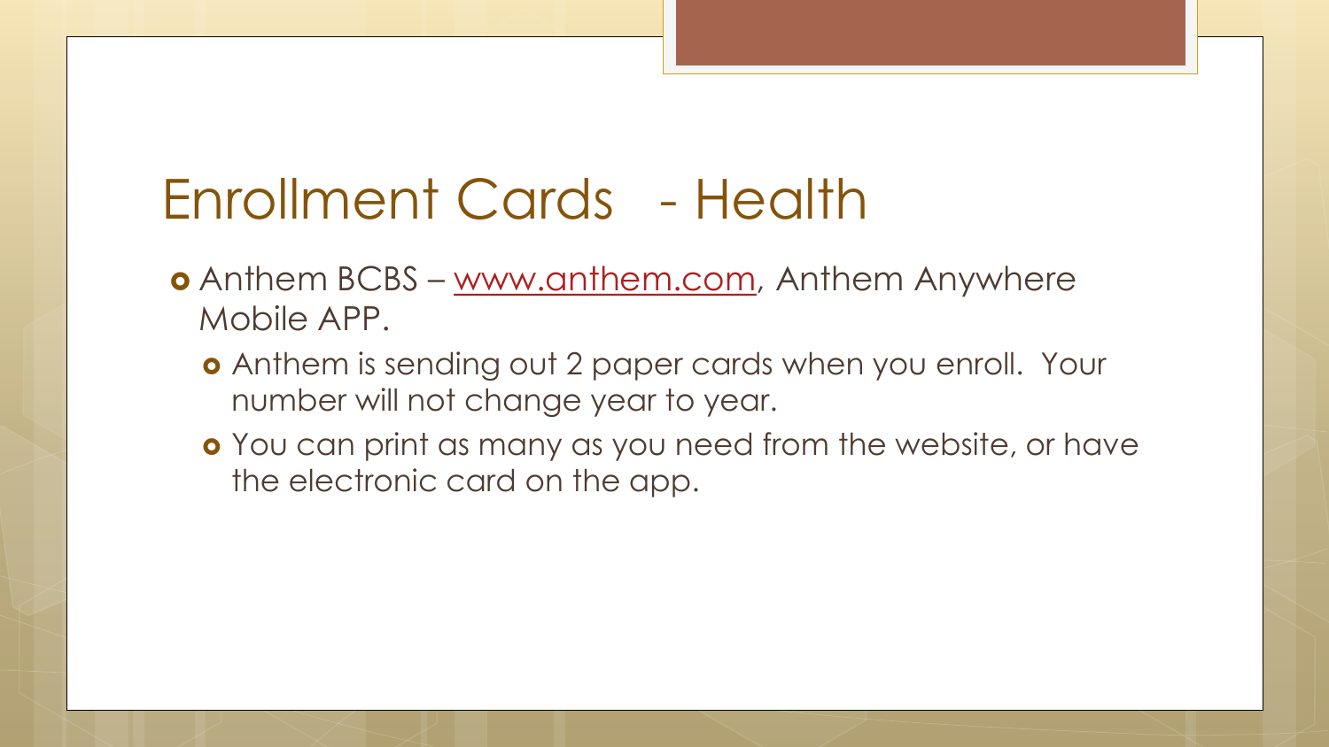# Enrollment Cards - Health

- Anthem BCBS – www.anthem.com, Anthem Anywhere Mobile APP.
  - Anthem is sending out 2 paper cards when you enroll. Your number will not change year to year.
  - You can print as many as you need from the website, or have the electronic card on the app.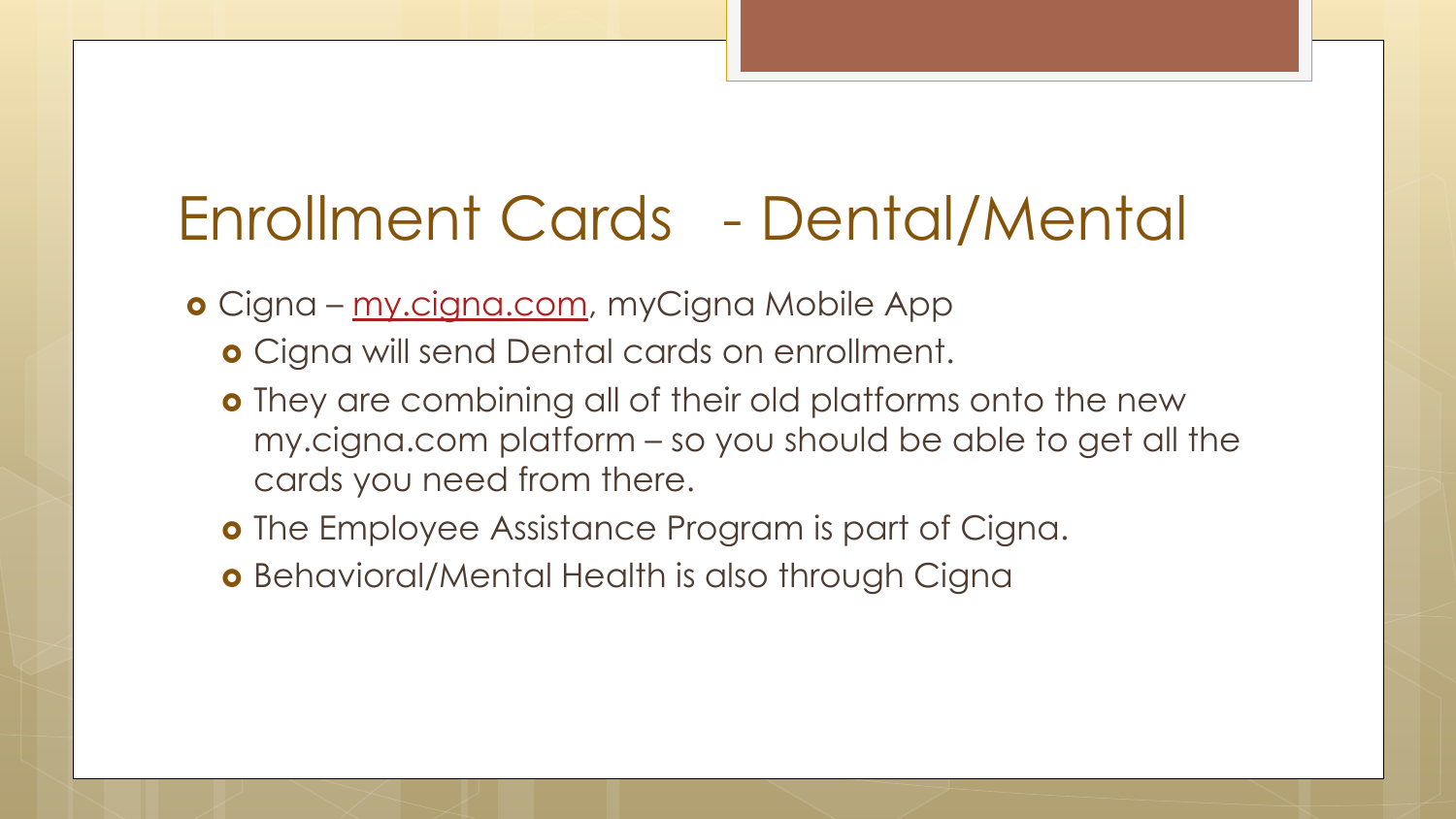# Enrollment Cards - Dental/Mental

- Cigna – my.cigna.com, myCigna Mobile App
  - Cigna will send Dental cards on enrollment.
  - They are combining all of their old platforms onto the new my.cigna.com platform – so you should be able to get all the cards you need from there.
  - The Employee Assistance Program is part of Cigna.
  - Behavioral/Mental Health is also through Cigna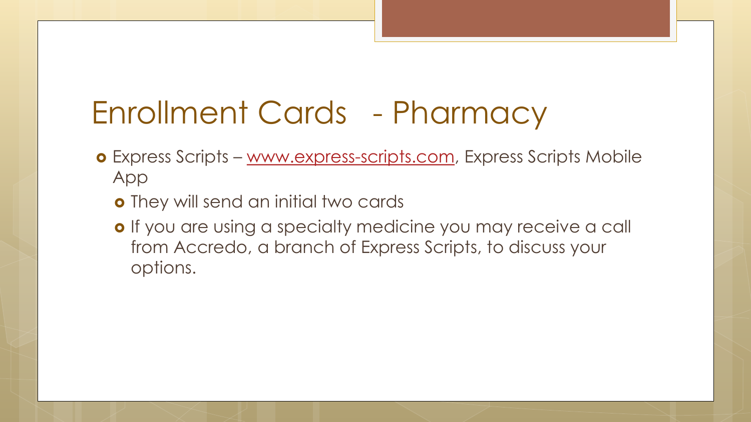# Enrollment Cards - Pharmacy

- Express Scripts – www.express-scripts.com, Express Scripts Mobile App
  - They will send an initial two cards
  - If you are using a specialty medicine you may receive a call from Accredo, a branch of Express Scripts, to discuss your options.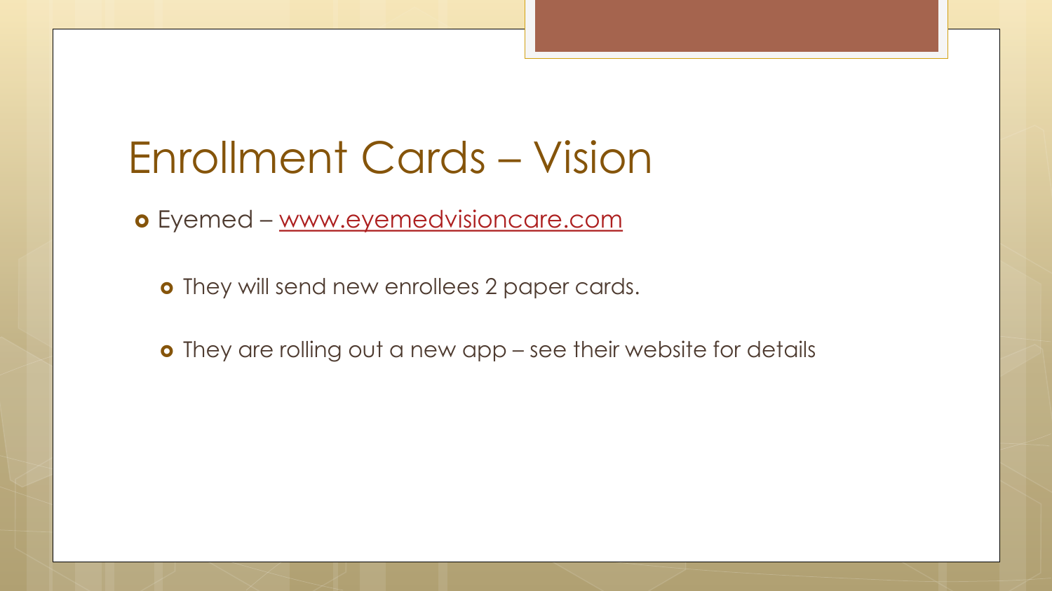# Enrollment Cards – Vision

- Eyemed – www.eyemedvisioncare.com
  - They will send new enrollees 2 paper cards.
  - They are rolling out a new app – see their website for details